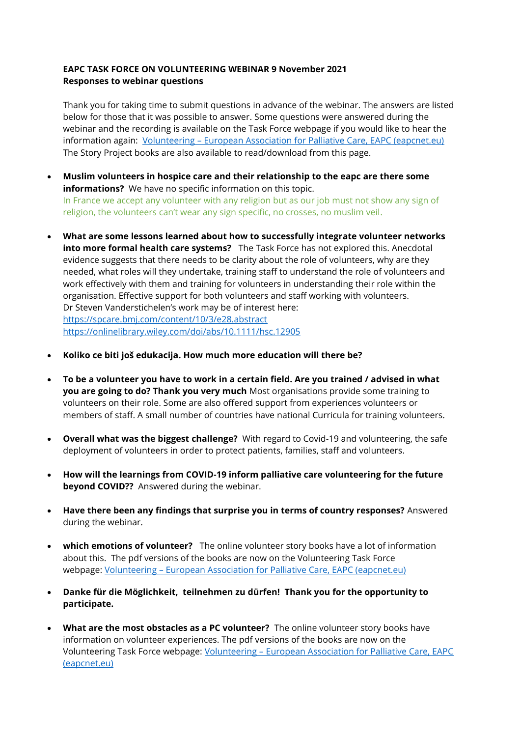**EAPC TASK FORCE ON VOLUNTEERING WEBINAR 9 November 2021**
**Responses to webinar questions**

Thank you for taking time to submit questions in advance of the webinar. The answers are listed below for those that it was possible to answer. Some questions were answered during the webinar and the recording is available on the Task Force webpage if you would like to hear the information again: [Volunteering – European Association for Palliative Care, EAPC (eapcnet.eu)](https://eapcnet.eu) The Story Project books are also available to read/download from this page.

- **Muslim volunteers in hospice care and their relationship to the eapc are there some informations?** We have no specific information on this topic.
  In France we accept any volunteer with any religion but as our job must not show any sign of religion, the volunteers can't wear any sign specific, no crosses, no muslim veil.

- **What are some lessons learned about how to successfully integrate volunteer networks into more formal health care systems?** The Task Force has not explored this. Anecdotal evidence suggests that there needs to be clarity about the role of volunteers, why are they needed, what roles will they undertake, training staff to understand the role of volunteers and work effectively with them and training for volunteers in understanding their role within the organisation. Effective support for both volunteers and staff working with volunteers. Dr Steven Vanderstichelen's work may be of interest here:
  https://spcare.bmj.com/content/10/3/e28.abstract
  https://onlinelibrary.wiley.com/doi/abs/10.1111/hsc.12905

- **Koliko ce biti još edukacija. How much more education will there be?**

- **To be a volunteer you have to work in a certain field. Are you trained / advised in what you are going to do? Thank you very much** Most organisations provide some training to volunteers on their role. Some are also offered support from experiences volunteers or members of staff. A small number of countries have national Curricula for training volunteers.

- **Overall what was the biggest challenge?** With regard to Covid-19 and volunteering, the safe deployment of volunteers in order to protect patients, families, staff and volunteers.

- **How will the learnings from COVID-19 inform palliative care volunteering for the future beyond COVID??** Answered during the webinar.

- **Have there been any findings that surprise you in terms of country responses?** Answered during the webinar.

- **which emotions of volunteer?** The online volunteer story books have a lot of information about this. The pdf versions of the books are now on the Volunteering Task Force webpage: [Volunteering – European Association for Palliative Care, EAPC (eapcnet.eu)](https://eapcnet.eu)

- **Danke für die Möglichkeit, teilnehmen zu dürfen! Thank you for the opportunity to participate.**

- **What are the most obstacles as a PC volunteer?** The online volunteer story books have information on volunteer experiences. The pdf versions of the books are now on the Volunteering Task Force webpage: [Volunteering – European Association for Palliative Care, EAPC (eapcnet.eu)](https://eapcnet.eu)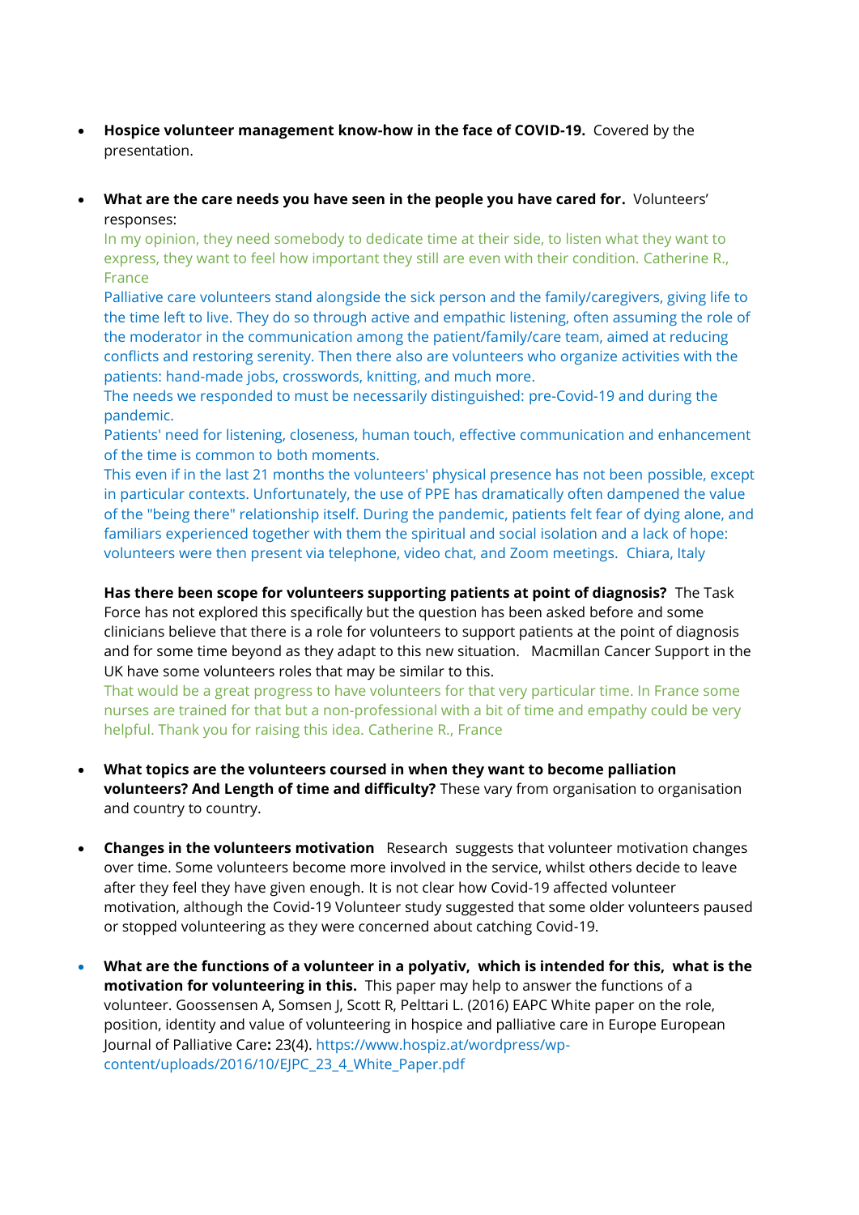- **Hospice volunteer management know-how in the face of COVID-19.** Covered by the presentation.

- **What are the care needs you have seen in the people you have cared for.** Volunteers' responses:

  In my opinion, they need somebody to dedicate time at their side, to listen what they want to express, they want to feel how important they still are even with their condition. Catherine R., France

  Palliative care volunteers stand alongside the sick person and the family/caregivers, giving life to the time left to live. They do so through active and empathic listening, often assuming the role of the moderator in the communication among the patient/family/care team, aimed at reducing conflicts and restoring serenity. Then there also are volunteers who organize activities with the patients: hand-made jobs, crosswords, knitting, and much more.

  The needs we responded to must be necessarily distinguished: pre-Covid-19 and during the pandemic.

  Patients' need for listening, closeness, human touch, effective communication and enhancement of the time is common to both moments.

  This even if in the last 21 months the volunteers' physical presence has not been possible, except in particular contexts. Unfortunately, the use of PPE has dramatically often dampened the value of the "being there" relationship itself. During the pandemic, patients felt fear of dying alone, and familiars experienced together with them the spiritual and social isolation and a lack of hope: volunteers were then present via telephone, video chat, and Zoom meetings. Chiara, Italy

  **Has there been scope for volunteers supporting patients at point of diagnosis?** The Task Force has not explored this specifically but the question has been asked before and some clinicians believe that there is a role for volunteers to support patients at the point of diagnosis and for some time beyond as they adapt to this new situation. Macmillan Cancer Support in the UK have some volunteers roles that may be similar to this.

  That would be a great progress to have volunteers for that very particular time. In France some nurses are trained for that but a non-professional with a bit of time and empathy could be very helpful. Thank you for raising this idea. Catherine R., France

- **What topics are the volunteers coursed in when they want to become palliation volunteers? And Length of time and difficulty?** These vary from organisation to organisation and country to country.

- **Changes in the volunteers motivation** Research suggests that volunteer motivation changes over time. Some volunteers become more involved in the service, whilst others decide to leave after they feel they have given enough. It is not clear how Covid-19 affected volunteer motivation, although the Covid-19 Volunteer study suggested that some older volunteers paused or stopped volunteering as they were concerned about catching Covid-19.

- **What are the functions of a volunteer in a polyativ, which is intended for this, what is the motivation for volunteering in this.** This paper may help to answer the functions of a volunteer. Goossensen A, Somsen J, Scott R, Pelttari L. (2016) EAPC White paper on the role, position, identity and value of volunteering in hospice and palliative care in Europe European Journal of Palliative Care**:** 23(4). https://www.hospiz.at/wordpress/wp-content/uploads/2016/10/EJPC_23_4_White_Paper.pdf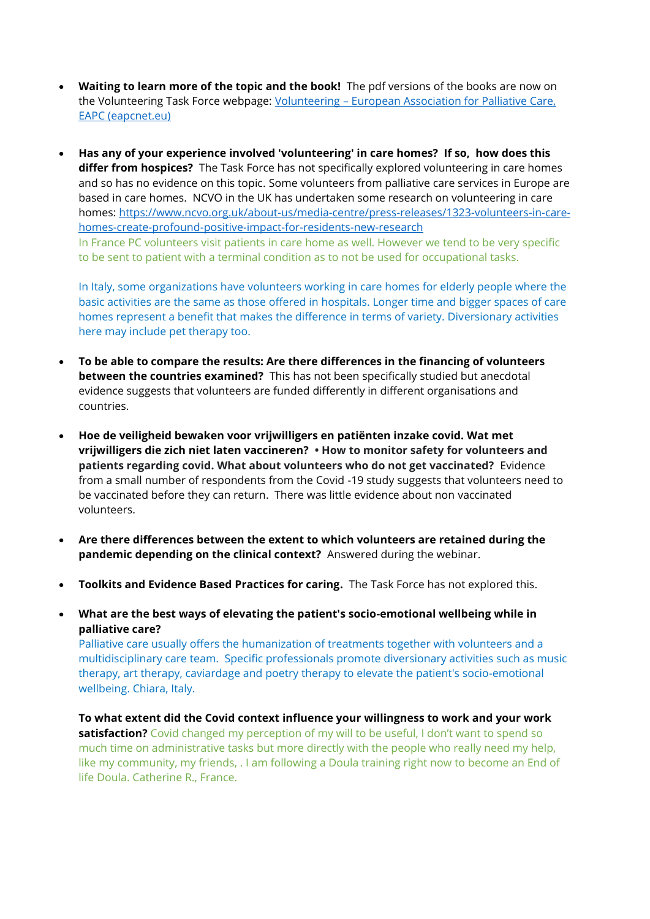- **Waiting to learn more of the topic and the book!** The pdf versions of the books are now on the Volunteering Task Force webpage: [Volunteering – European Association for Palliative Care, EAPC (eapcnet.eu)](https://eapcnet.eu)

- **Has any of your experience involved 'volunteering' in care homes? If so, how does this differ from hospices?** The Task Force has not specifically explored volunteering in care homes and so has no evidence on this topic. Some volunteers from palliative care services in Europe are based in care homes. NCVO in the UK has undertaken some research on volunteering in care homes: https://www.ncvo.org.uk/about-us/media-centre/press-releases/1323-volunteers-in-care-homes-create-profound-positive-impact-for-residents-new-research
  In France PC volunteers visit patients in care home as well. However we tend to be very specific to be sent to patient with a terminal condition as to not be used for occupational tasks.

  In Italy, some organizations have volunteers working in care homes for elderly people where the basic activities are the same as those offered in hospitals. Longer time and bigger spaces of care homes represent a benefit that makes the difference in terms of variety. Diversionary activities here may include pet therapy too.

- **To be able to compare the results: Are there differences in the financing of volunteers between the countries examined?** This has not been specifically studied but anecdotal evidence suggests that volunteers are funded differently in different organisations and countries.

- **Hoe de veiligheid bewaken voor vrijwilligers en patiënten inzake covid. Wat met vrijwilligers die zich niet laten vaccineren? • How to monitor safety for volunteers and patients regarding covid. What about volunteers who do not get vaccinated?** Evidence from a small number of respondents from the Covid -19 study suggests that volunteers need to be vaccinated before they can return. There was little evidence about non vaccinated volunteers.

- **Are there differences between the extent to which volunteers are retained during the pandemic depending on the clinical context?** Answered during the webinar.

- **Toolkits and Evidence Based Practices for caring.** The Task Force has not explored this.

- **What are the best ways of elevating the patient's socio-emotional wellbeing while in palliative care?**
  Palliative care usually offers the humanization of treatments together with volunteers and a multidisciplinary care team. Specific professionals promote diversionary activities such as music therapy, art therapy, caviardage and poetry therapy to elevate the patient's socio-emotional wellbeing. Chiara, Italy.

  **To what extent did the Covid context influence your willingness to work and your work satisfaction?** Covid changed my perception of my will to be useful, I don't want to spend so much time on administrative tasks but more directly with the people who really need my help, like my community, my friends, . I am following a Doula training right now to become an End of life Doula. Catherine R., France.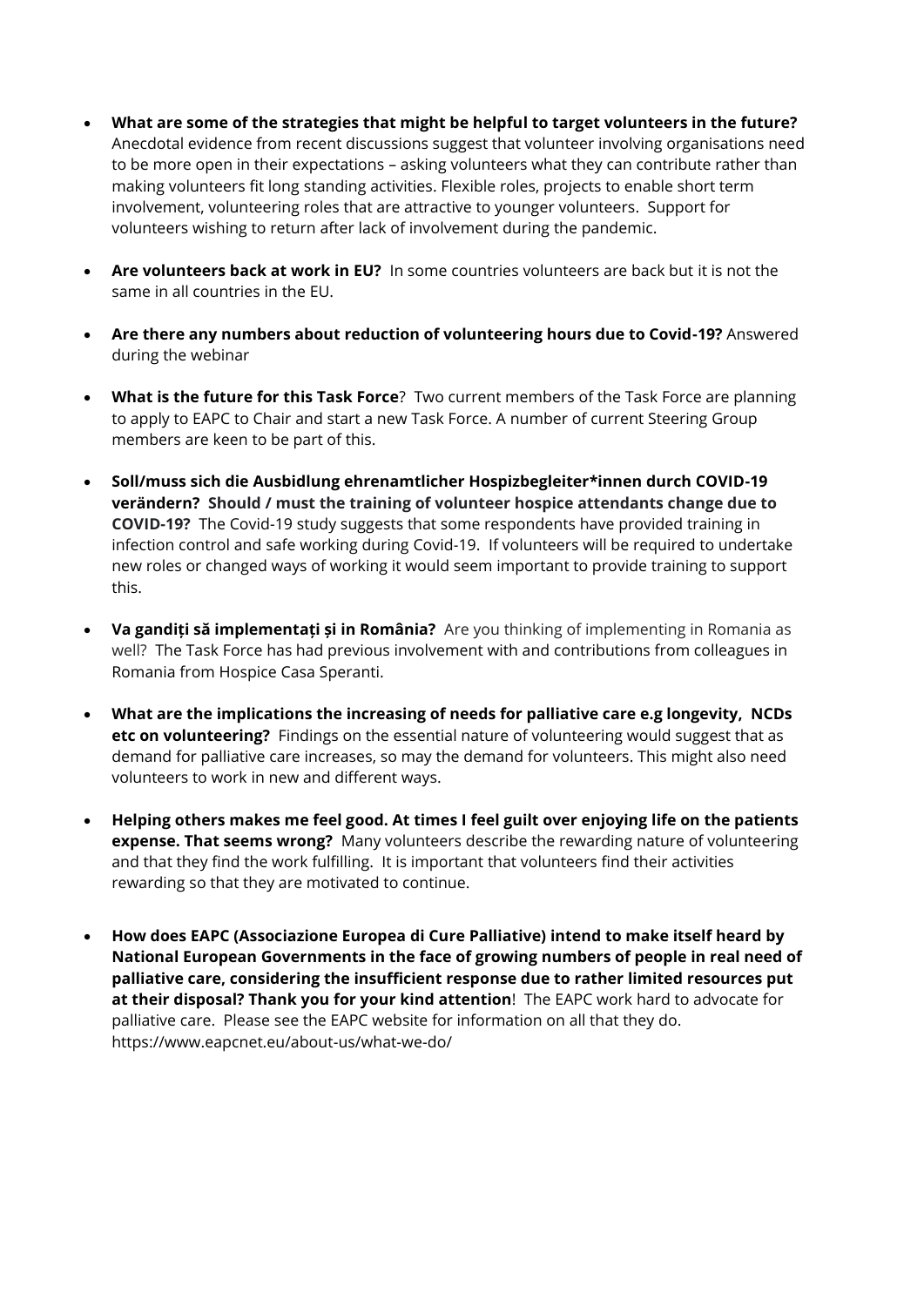- **What are some of the strategies that might be helpful to target volunteers in the future?** Anecdotal evidence from recent discussions suggest that volunteer involving organisations need to be more open in their expectations – asking volunteers what they can contribute rather than making volunteers fit long standing activities. Flexible roles, projects to enable short term involvement, volunteering roles that are attractive to younger volunteers. Support for volunteers wishing to return after lack of involvement during the pandemic.

- **Are volunteers back at work in EU?** In some countries volunteers are back but it is not the same in all countries in the EU.

- **Are there any numbers about reduction of volunteering hours due to Covid-19?** Answered during the webinar

- **What is the future for this Task Force**? Two current members of the Task Force are planning to apply to EAPC to Chair and start a new Task Force. A number of current Steering Group members are keen to be part of this.

- **Soll/muss sich die Ausbidlung ehrenamtlicher Hospizbegleiter*innen durch COVID-19 verändern? Should / must the training of volunteer hospice attendants change due to COVID-19?** The Covid-19 study suggests that some respondents have provided training in infection control and safe working during Covid-19. If volunteers will be required to undertake new roles or changed ways of working it would seem important to provide training to support this.

- **Va gandiți să implementați și in România?** Are you thinking of implementing in Romania as well? The Task Force has had previous involvement with and contributions from colleagues in Romania from Hospice Casa Speranti.

- **What are the implications the increasing of needs for palliative care e.g longevity, NCDs etc on volunteering?** Findings on the essential nature of volunteering would suggest that as demand for palliative care increases, so may the demand for volunteers. This might also need volunteers to work in new and different ways.

- **Helping others makes me feel good. At times I feel guilt over enjoying life on the patients expense. That seems wrong?** Many volunteers describe the rewarding nature of volunteering and that they find the work fulfilling. It is important that volunteers find their activities rewarding so that they are motivated to continue.

- **How does EAPC (Associazione Europea di Cure Palliative) intend to make itself heard by National European Governments in the face of growing numbers of people in real need of palliative care, considering the insufficient response due to rather limited resources put at their disposal? Thank you for your kind attention**! The EAPC work hard to advocate for palliative care. Please see the EAPC website for information on all that they do. https://www.eapcnet.eu/about-us/what-we-do/